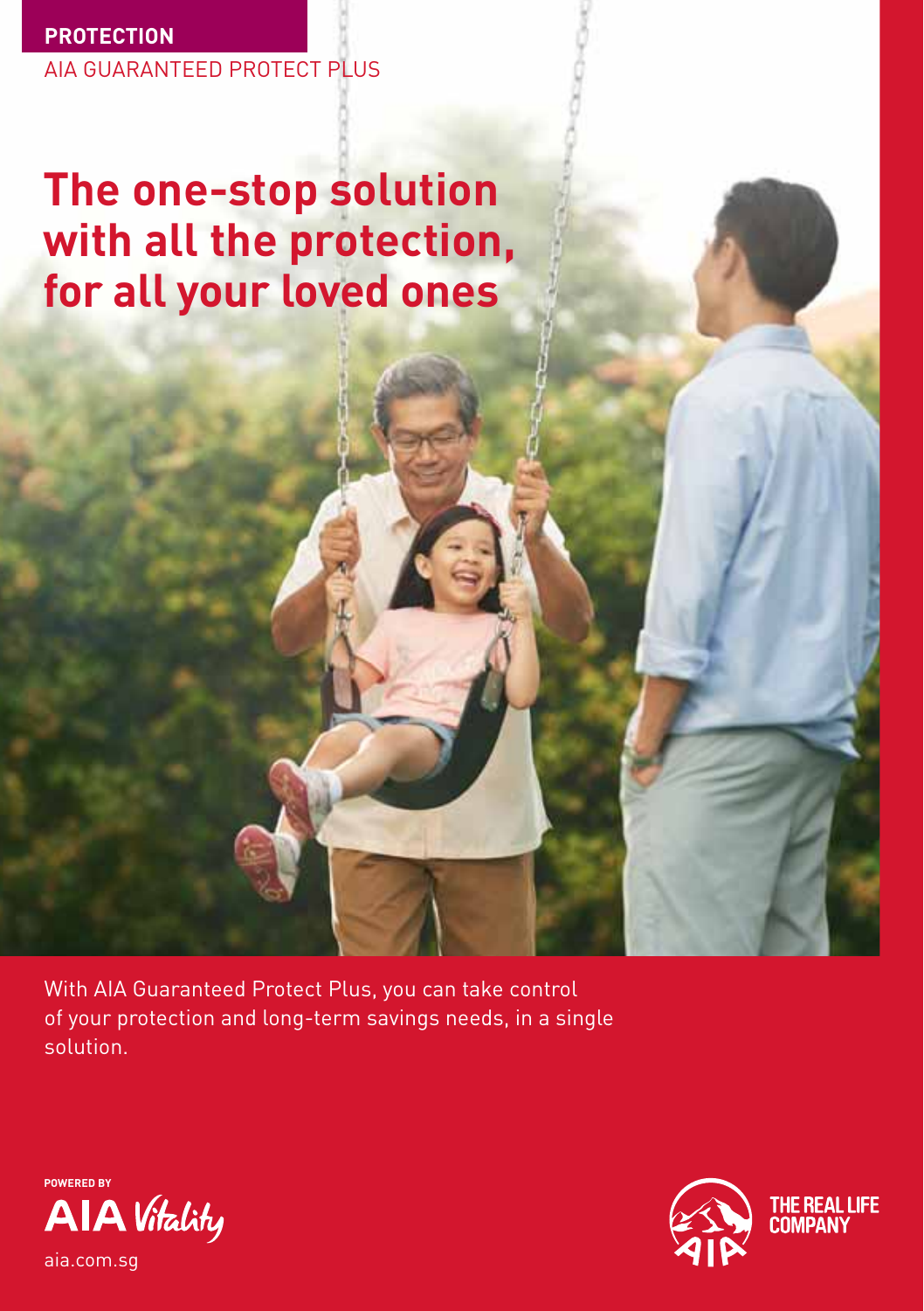**PROTECTION**

AIA GUARANTEED PROTECT PLUS

# The one-stop solution with all the protection, for all your loved ones

With AIA Guaranteed Protect Plus, you can take control of your protection and long-term savings needs, in a single solution.

POWERED BY

AIA Vitality

aia.com.sg

THE REAL LIFE COMPANY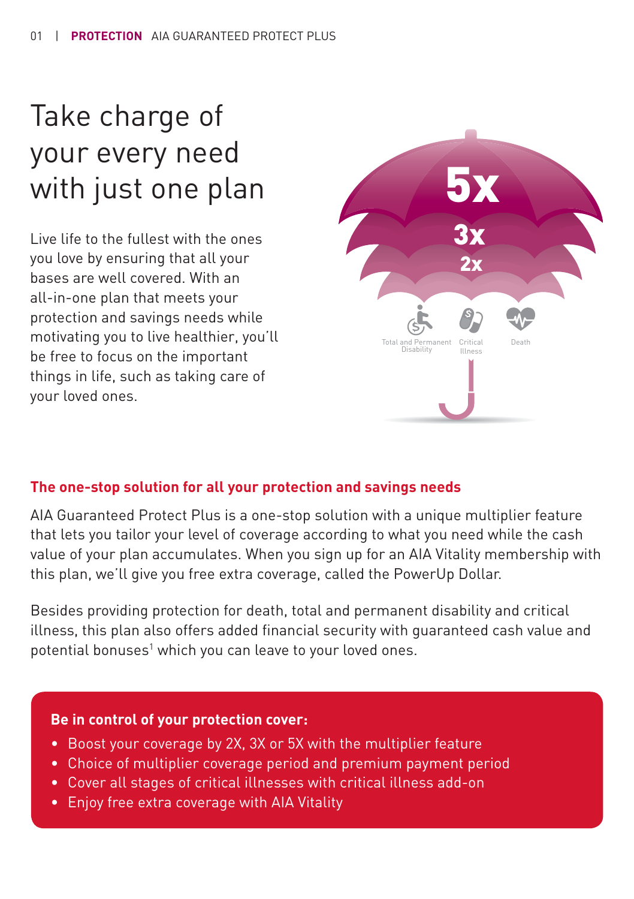# Take charge of your every need with just one plan

Live life to the fullest with the ones you love by ensuring that all your bases are well covered. With an all-in-one plan that meets your protection and savings needs while motivating you to live healthier, you'll be free to focus on the important things in life, such as taking care of your loved ones.

5x

3x

2x

Total and Permanent Disability

Critical Illness

Death

## The one-stop solution for all your protection and savings needs

AIA Guaranteed Protect Plus is a one-stop solution with a unique multiplier feature that lets you tailor your level of coverage according to what you need while the cash value of your plan accumulates. When you sign up for an AIA Vitality membership with this plan, we'll give you free extra coverage, called the PowerUp Dollar.

Besides providing protection for death, total and permanent disability and critical illness, this plan also offers added financial security with guaranteed cash value and potential bonuses[1] which you can leave to your loved ones.

**Be in control of your protection cover:**

- Boost your coverage by 2X, 3X or 5X with the multiplier feature
- Choice of multiplier coverage period and premium payment period
- Cover all stages of critical illnesses with critical illness add-on
- Enjoy free extra coverage with AIA Vitality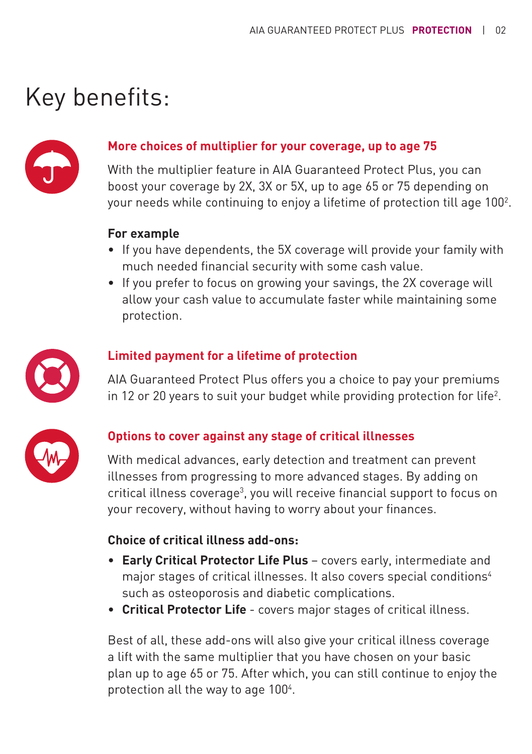# Key benefits:

### More choices of multiplier for your coverage, up to age 75

With the multiplier feature in AIA Guaranteed Protect Plus, you can boost your coverage by 2X, 3X or 5X, up to age 65 or 75 depending on your needs while continuing to enjoy a lifetime of protection till age 100[2].

**For example**

- If you have dependents, the 5X coverage will provide your family with much needed financial security with some cash value.
- If you prefer to focus on growing your savings, the 2X coverage will allow your cash value to accumulate faster while maintaining some protection.

### Limited payment for a lifetime of protection

AIA Guaranteed Protect Plus offers you a choice to pay your premiums in 12 or 20 years to suit your budget while providing protection for life[2].

### Options to cover against any stage of critical illnesses

With medical advances, early detection and treatment can prevent illnesses from progressing to more advanced stages. By adding on critical illness coverage[3], you will receive financial support to focus on your recovery, without having to worry about your finances.

**Choice of critical illness add-ons:**

- **Early Critical Protector Life Plus** – covers early, intermediate and major stages of critical illnesses. It also covers special conditions[4] such as osteoporosis and diabetic complications.
- **Critical Protector Life** - covers major stages of critical illness.

Best of all, these add-ons will also give your critical illness coverage a lift with the same multiplier that you have chosen on your basic plan up to age 65 or 75. After which, you can still continue to enjoy the protection all the way to age 100[4].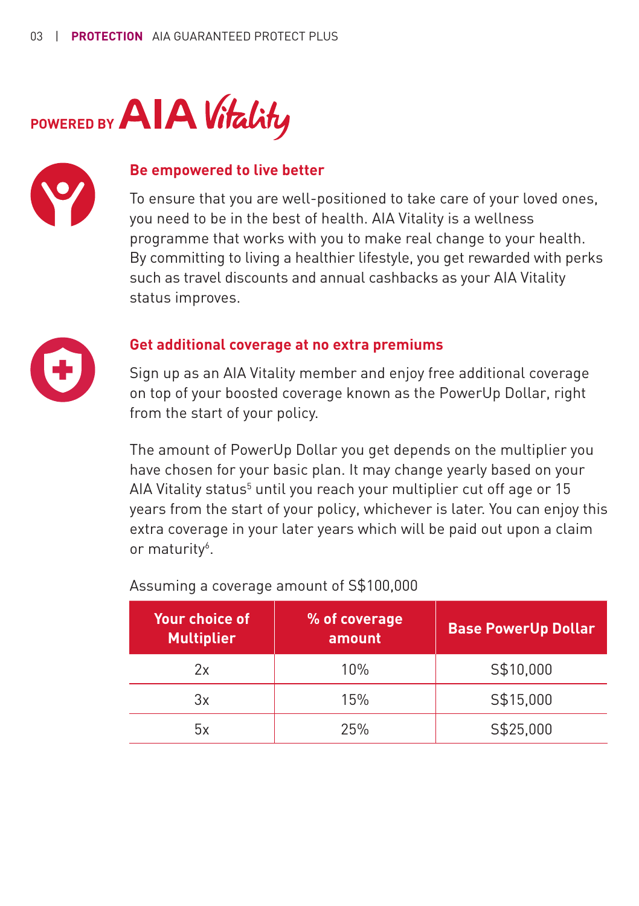POWERED BY AIA Vitality

## Be empowered to live better

To ensure that you are well-positioned to take care of your loved ones, you need to be in the best of health. AIA Vitality is a wellness programme that works with you to make real change to your health. By committing to living a healthier lifestyle, you get rewarded with perks such as travel discounts and annual cashbacks as your AIA Vitality status improves.

## Get additional coverage at no extra premiums

Sign up as an AIA Vitality member and enjoy free additional coverage on top of your boosted coverage known as the PowerUp Dollar, right from the start of your policy.

The amount of PowerUp Dollar you get depends on the multiplier you have chosen for your basic plan. It may change yearly based on your AIA Vitality status[5] until you reach your multiplier cut off age or 15 years from the start of your policy, whichever is later. You can enjoy this extra coverage in your later years which will be paid out upon a claim or maturity[6].

Assuming a coverage amount of S$100,000

| Your choice of Multiplier | % of coverage amount | Base PowerUp Dollar |
|---|---|---|
| 2x | 10% | S$10,000 |
| 3x | 15% | S$15,000 |
| 5x | 25% | S$25,000 |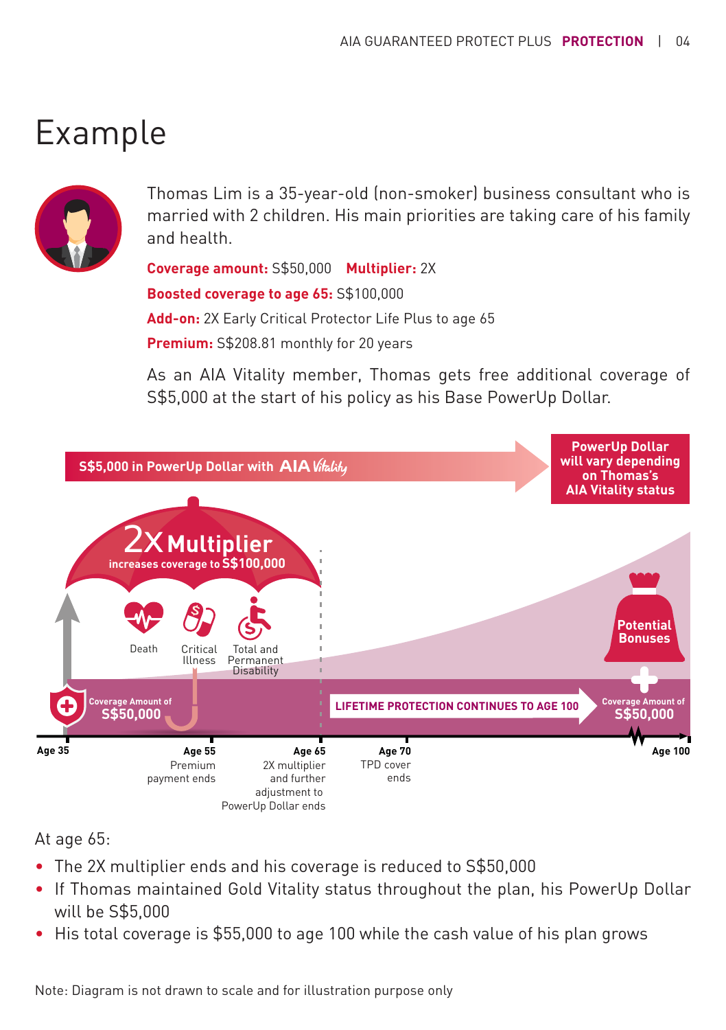# Example

Thomas Lim is a 35-year-old (non-smoker) business consultant who is married with 2 children. His main priorities are taking care of his family and health.

**Coverage amount:** S$50,000 **Multiplier:** 2X

**Boosted coverage to age 65:** S$100,000

**Add-on:** 2X Early Critical Protector Life Plus to age 65

**Premium:** S$208.81 monthly for 20 years

As an AIA Vitality member, Thomas gets free additional coverage of S$5,000 at the start of his policy as his Base PowerUp Dollar.

S$5,000 in PowerUp Dollar with AIA Vitality

PowerUp Dollar will vary depending on Thomas's AIA Vitality status

2X Multiplier increases coverage to S$100,000

Death

Critical Illness

Total and Permanent Disability

Potential Bonuses

Coverage Amount of S$50,000

LIFETIME PROTECTION CONTINUES TO AGE 100

Coverage Amount of S$50,000

Age 35

Age 55 Premium payment ends

Age 65 2X multiplier and further adjustment to PowerUp Dollar ends

Age 70 TPD cover ends

Age 100

At age 65:

- The 2X multiplier ends and his coverage is reduced to S$50,000
- If Thomas maintained Gold Vitality status throughout the plan, his PowerUp Dollar will be S$5,000
- His total coverage is $55,000 to age 100 while the cash value of his plan grows

Note: Diagram is not drawn to scale and for illustration purpose only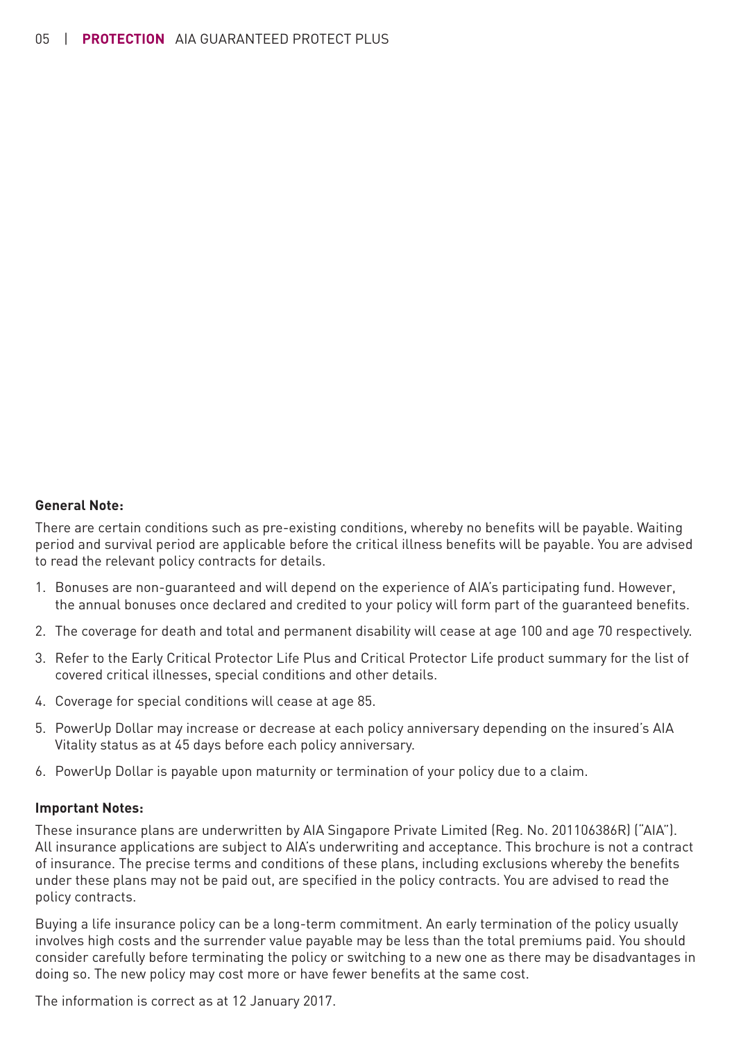**General Note:**

There are certain conditions such as pre-existing conditions, whereby no benefits will be payable. Waiting period and survival period are applicable before the critical illness benefits will be payable. You are advised to read the relevant policy contracts for details.

1. Bonuses are non-guaranteed and will depend on the experience of AIA's participating fund. However, the annual bonuses once declared and credited to your policy will form part of the guaranteed benefits.
2. The coverage for death and total and permanent disability will cease at age 100 and age 70 respectively.
3. Refer to the Early Critical Protector Life Plus and Critical Protector Life product summary for the list of covered critical illnesses, special conditions and other details.
4. Coverage for special conditions will cease at age 85.
5. PowerUp Dollar may increase or decrease at each policy anniversary depending on the insured's AIA Vitality status as at 45 days before each policy anniversary.
6. PowerUp Dollar is payable upon maturnity or termination of your policy due to a claim.

**Important Notes:**

These insurance plans are underwritten by AIA Singapore Private Limited (Reg. No. 201106386R) ("AIA"). All insurance applications are subject to AIA's underwriting and acceptance. This brochure is not a contract of insurance. The precise terms and conditions of these plans, including exclusions whereby the benefits under these plans may not be paid out, are specified in the policy contracts. You are advised to read the policy contracts.

Buying a life insurance policy can be a long-term commitment. An early termination of the policy usually involves high costs and the surrender value payable may be less than the total premiums paid. You should consider carefully before terminating the policy or switching to a new one as there may be disadvantages in doing so. The new policy may cost more or have fewer benefits at the same cost.

The information is correct as at 12 January 2017.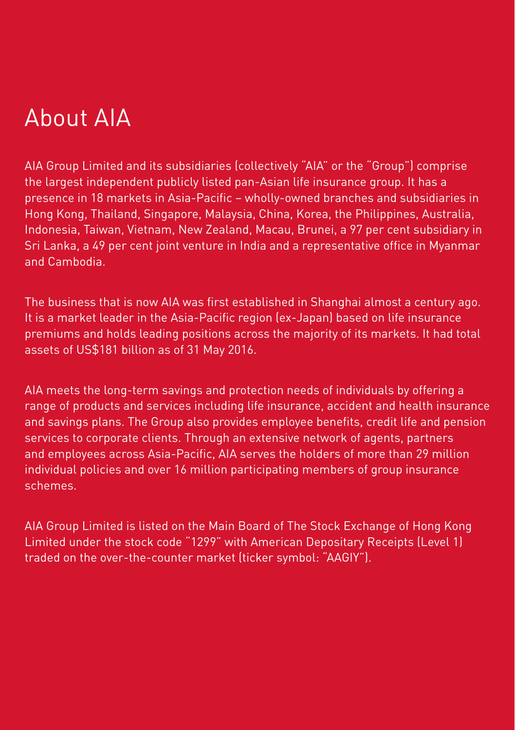# About AIA

AIA Group Limited and its subsidiaries (collectively "AIA" or the "Group") comprise the largest independent publicly listed pan-Asian life insurance group. It has a presence in 18 markets in Asia-Pacific – wholly-owned branches and subsidiaries in Hong Kong, Thailand, Singapore, Malaysia, China, Korea, the Philippines, Australia, Indonesia, Taiwan, Vietnam, New Zealand, Macau, Brunei, a 97 per cent subsidiary in Sri Lanka, a 49 per cent joint venture in India and a representative office in Myanmar and Cambodia.

The business that is now AIA was first established in Shanghai almost a century ago. It is a market leader in the Asia-Pacific region (ex-Japan) based on life insurance premiums and holds leading positions across the majority of its markets. It had total assets of US$181 billion as of 31 May 2016.

AIA meets the long-term savings and protection needs of individuals by offering a range of products and services including life insurance, accident and health insurance and savings plans. The Group also provides employee benefits, credit life and pension services to corporate clients. Through an extensive network of agents, partners and employees across Asia-Pacific, AIA serves the holders of more than 29 million individual policies and over 16 million participating members of group insurance schemes.

AIA Group Limited is listed on the Main Board of The Stock Exchange of Hong Kong Limited under the stock code "1299" with American Depositary Receipts (Level 1) traded on the over-the-counter market (ticker symbol: "AAGIY").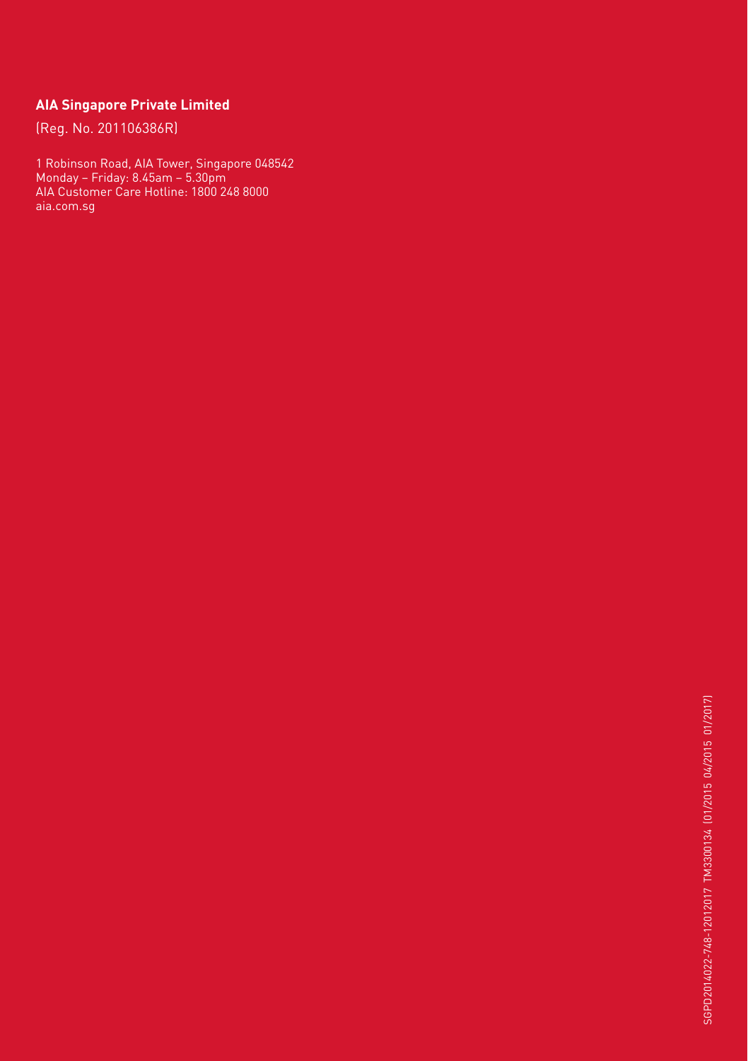**AIA Singapore Private Limited**

(Reg. No. 201106386R)

1 Robinson Road, AIA Tower, Singapore 048542
Monday – Friday: 8.45am – 5.30pm
AIA Customer Care Hotline: 1800 248 8000
aia.com.sg

SGPD2014022-748-12012017 TM3300134 (01/2015 04/2015 01/2017)